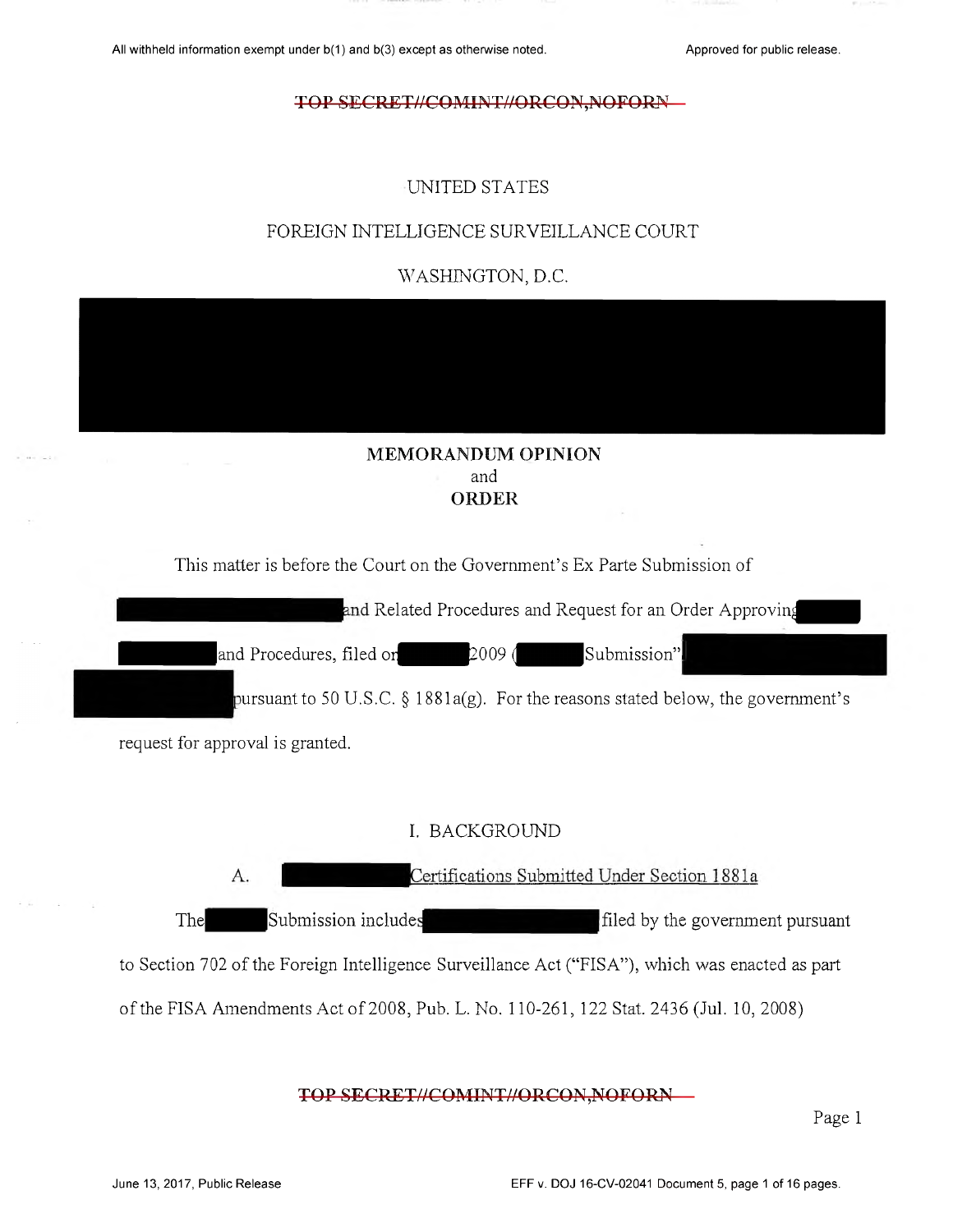UNITED STATES

FOREIGN INTELLIGENCE SURVEILLANCE COURT

WASHINGTON, D.C.

**MEMORANDUM OPINION**
and
**ORDER**

This matter is before the Court on the Government's Ex Parte Submission of [REDACTED] and Related Procedures and Request for an Order Approving [REDACTED] and Procedures, filed on [REDACTED] 2009 ([REDACTED] Submission") [REDACTED] pursuant to 50 U.S.C. § 1881a(g). For the reasons stated below, the government's request for approval is granted.

## I. BACKGROUND

### A. [REDACTED] Certifications Submitted Under Section 1881a

The [REDACTED] Submission includes [REDACTED] filed by the government pursuant to Section 702 of the Foreign Intelligence Surveillance Act ("FISA"), which was enacted as part of the FISA Amendments Act of 2008, Pub. L. No. 110-261, 122 Stat. 2436 (Jul. 10, 2008)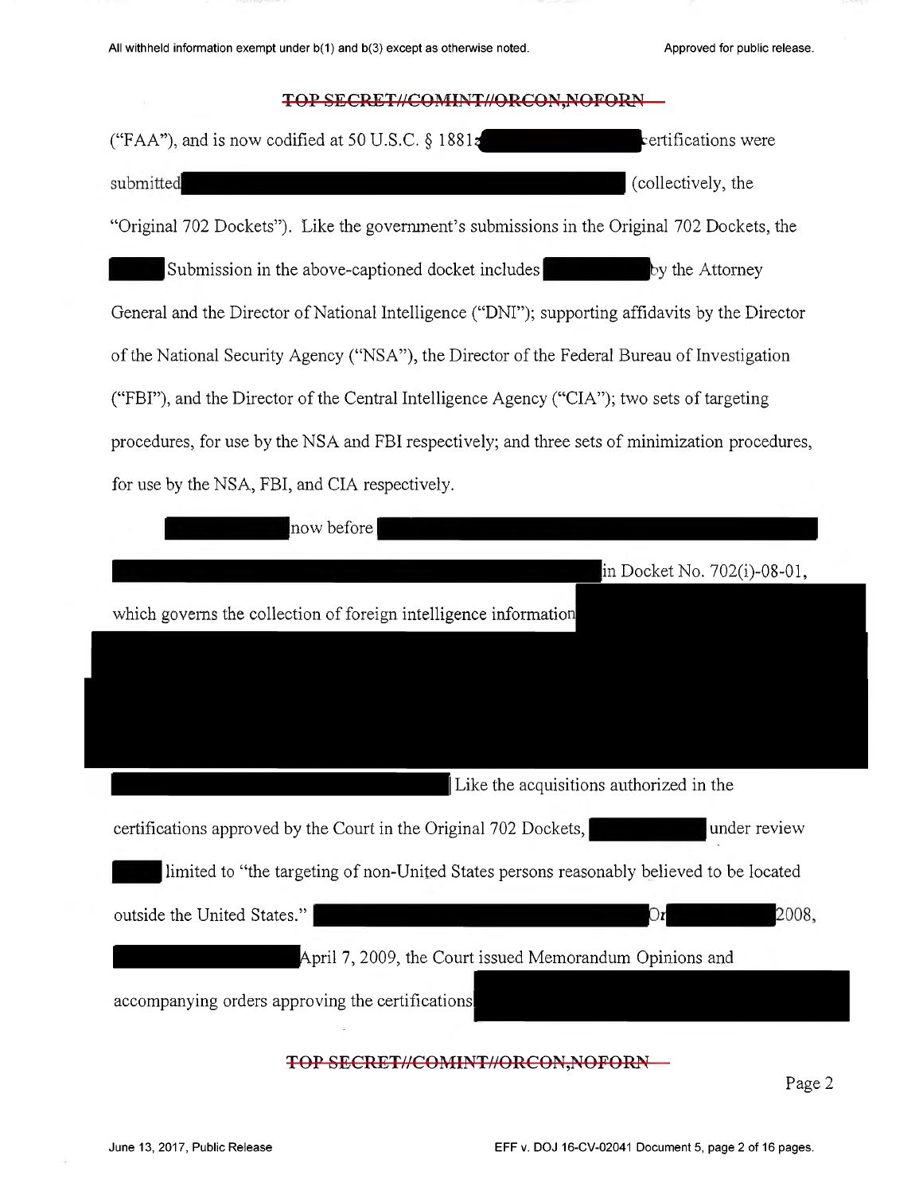TOP SECRET//COMINT//ORCON,NOFORN

("FAA"), and is now codified at 50 U.S.C. § 1881[redacted] certifications were submitted [redacted] (collectively, the "Original 702 Dockets"). Like the government's submissions in the Original 702 Dockets, the [redacted] Submission in the above-captioned docket includes [redacted] by the Attorney General and the Director of National Intelligence ("DNI"); supporting affidavits by the Director of the National Security Agency ("NSA"), the Director of the Federal Bureau of Investigation ("FBI"), and the Director of the Central Intelligence Agency ("CIA"); two sets of targeting procedures, for use by the NSA and FBI respectively; and three sets of minimization procedures, for use by the NSA, FBI, and CIA respectively.

[redacted] now before [redacted] in Docket No. 702(i)-08-01, which governs the collection of foreign intelligence information [redacted] Like the acquisitions authorized in the certifications approved by the Court in the Original 702 Dockets, [redacted] under review [redacted] limited to "the targeting of non-United States persons reasonably believed to be located outside the United States." [redacted] On [redacted] 2008, [redacted] April 7, 2009, the Court issued Memorandum Opinions and accompanying orders approving the certifications [redacted]

TOP SECRET//COMINT//ORCON,NOFORN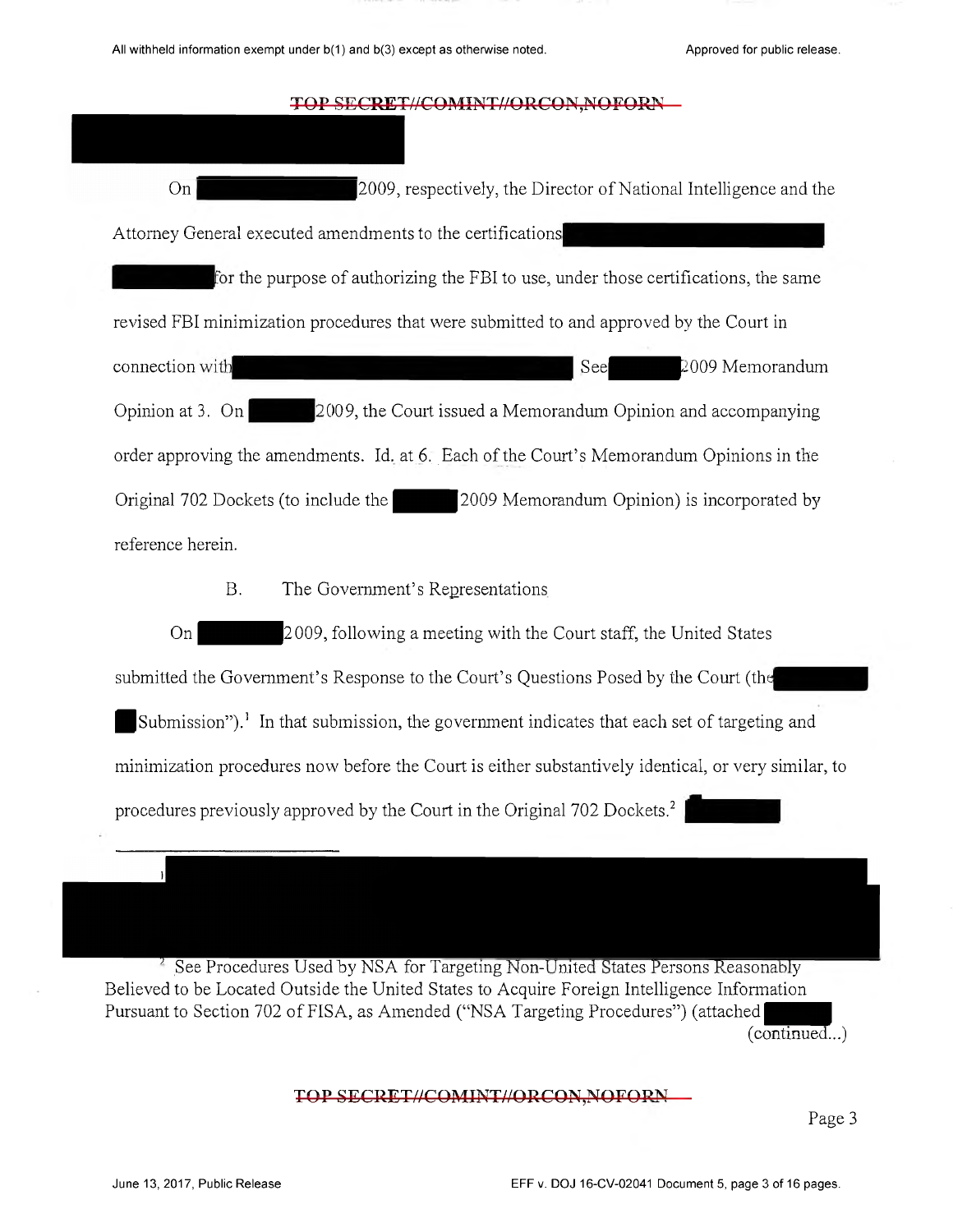On [REDACTED] 2009, respectively, the Director of National Intelligence and the Attorney General executed amendments to the certifications [REDACTED] for the purpose of authorizing the FBI to use, under those certifications, the same revised FBI minimization procedures that were submitted to and approved by the Court in connection with [REDACTED] See [REDACTED] 2009 Memorandum Opinion at 3. On [REDACTED] 2009, the Court issued a Memorandum Opinion and accompanying order approving the amendments. Id. at 6. Each of the Court's Memorandum Opinions in the Original 702 Dockets (to include the [REDACTED] 2009 Memorandum Opinion) is incorporated by reference herein.

### B. The Government's Representations

On [REDACTED] 2009, following a meeting with the Court staff, the United States submitted the Government's Response to the Court's Questions Posed by the Court (the [REDACTED] Submission").[1] In that submission, the government indicates that each set of targeting and minimization procedures now before the Court is either substantively identical, or very similar, to procedures previously approved by the Court in the Original 702 Dockets.[2] [REDACTED]

---

[1] [REDACTED]

[2] See Procedures Used by NSA for Targeting Non-United States Persons Reasonably Believed to be Located Outside the United States to Acquire Foreign Intelligence Information Pursuant to Section 702 of FISA, as Amended ("NSA Targeting Procedures") (attached [REDACTED] (continued...)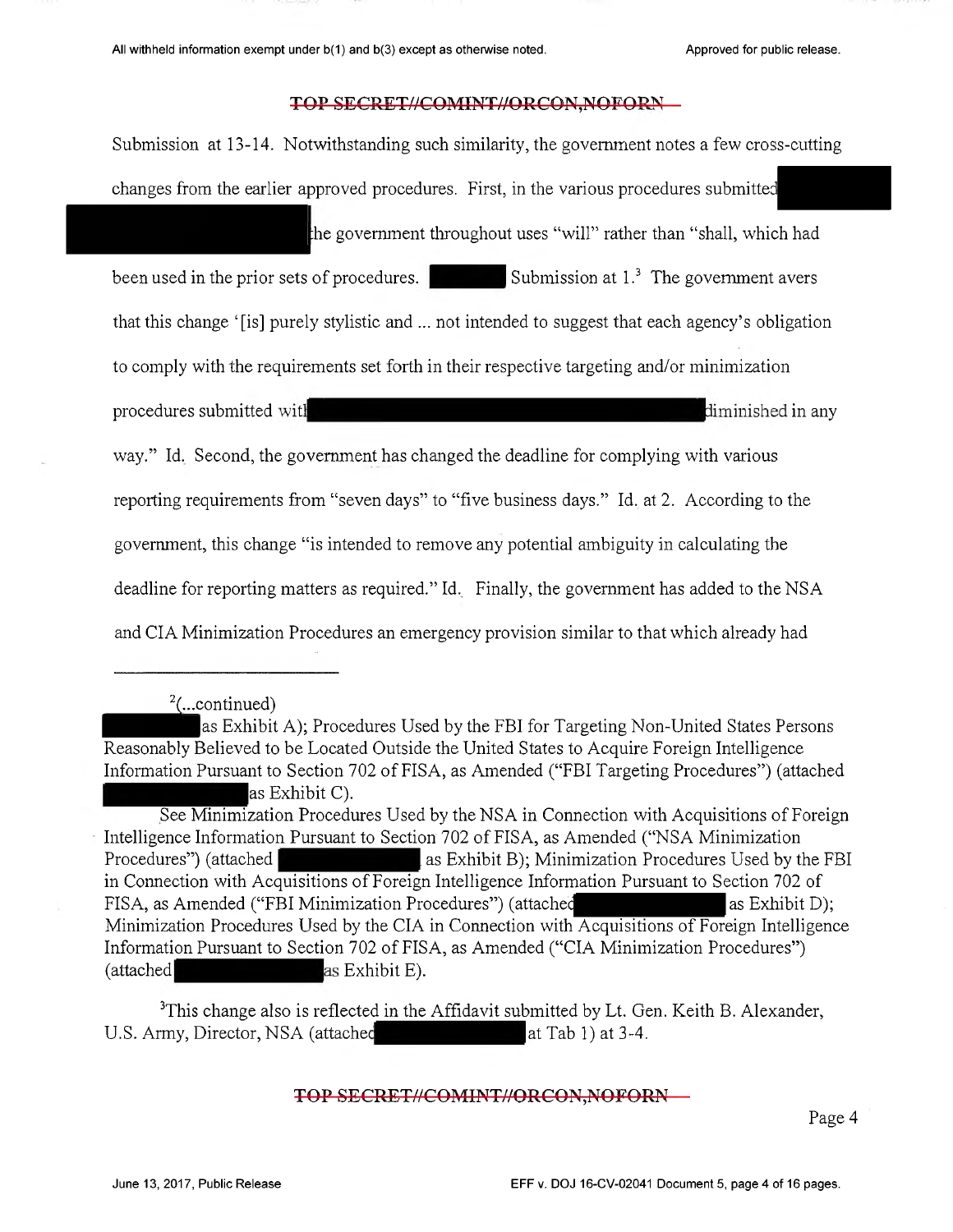TOP SECRET//COMINT//ORCON,NOFORN

Submission at 13-14. Notwithstanding such similarity, the government notes a few cross-cutting changes from the earlier approved procedures. First, in the various procedures submitted [REDACTED] the government throughout uses "will" rather than "shall, which had been used in the prior sets of procedures. [REDACTED] Submission at 1.[3] The government avers that this change '[is] purely stylistic and ... not intended to suggest that each agency's obligation to comply with the requirements set forth in their respective targeting and/or minimization procedures submitted with [REDACTED] diminished in any way." Id. Second, the government has changed the deadline for complying with various reporting requirements from "seven days" to "five business days." Id. at 2. According to the government, this change "is intended to remove any potential ambiguity in calculating the deadline for reporting matters as required." Id. Finally, the government has added to the NSA and CIA Minimization Procedures an emergency provision similar to that which already had

---

[2](...continued)
[REDACTED] as Exhibit A); Procedures Used by the FBI for Targeting Non-United States Persons Reasonably Believed to be Located Outside the United States to Acquire Foreign Intelligence Information Pursuant to Section 702 of FISA, as Amended ("FBI Targeting Procedures") (attached [REDACTED] as Exhibit C).

See Minimization Procedures Used by the NSA in Connection with Acquisitions of Foreign Intelligence Information Pursuant to Section 702 of FISA, as Amended ("NSA Minimization Procedures") (attached [REDACTED] as Exhibit B); Minimization Procedures Used by the FBI in Connection with Acquisitions of Foreign Intelligence Information Pursuant to Section 702 of FISA, as Amended ("FBI Minimization Procedures") (attached [REDACTED] as Exhibit D); Minimization Procedures Used by the CIA in Connection with Acquisitions of Foreign Intelligence Information Pursuant to Section 702 of FISA, as Amended ("CIA Minimization Procedures") (attached [REDACTED] as Exhibit E).

[3]This change also is reflected in the Affidavit submitted by Lt. Gen. Keith B. Alexander, U.S. Army, Director, NSA (attached [REDACTED] at Tab 1) at 3-4.

TOP SECRET//COMINT//ORCON,NOFORN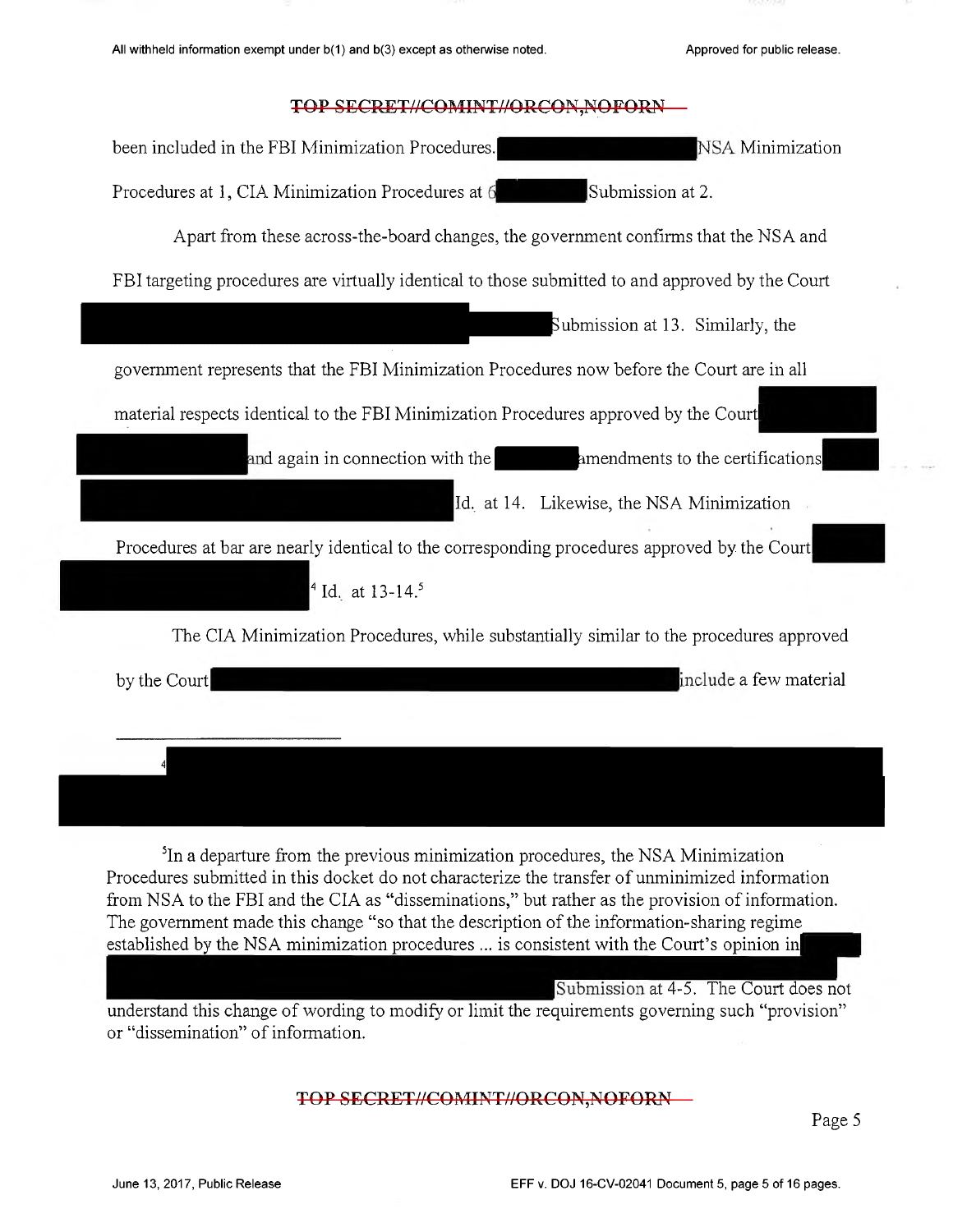been included in the FBI Minimization Procedures. NSA Minimization Procedures at 1, CIA Minimization Procedures at 6 Submission at 2.

Apart from these across-the-board changes, the government confirms that the NSA and FBI targeting procedures are virtually identical to those submitted to and approved by the Court Submission at 13. Similarly, the government represents that the FBI Minimization Procedures now before the Court are in all material respects identical to the FBI Minimization Procedures approved by the Court and again in connection with the amendments to the certifications Id. at 14. Likewise, the NSA Minimization Procedures at bar are nearly identical to the corresponding procedures approved by the Court [4] Id. at 13-14.[5]

The CIA Minimization Procedures, while substantially similar to the procedures approved by the Court include a few material

---

[4]

[5] In a departure from the previous minimization procedures, the NSA Minimization Procedures submitted in this docket do not characterize the transfer of unminimized information from NSA to the FBI and the CIA as "disseminations," but rather as the provision of information. The government made this change "so that the description of the information-sharing regime established by the NSA minimization procedures ... is consistent with the Court's opinion in Submission at 4-5. The Court does not understand this change of wording to modify or limit the requirements governing such "provision" or "dissemination" of information.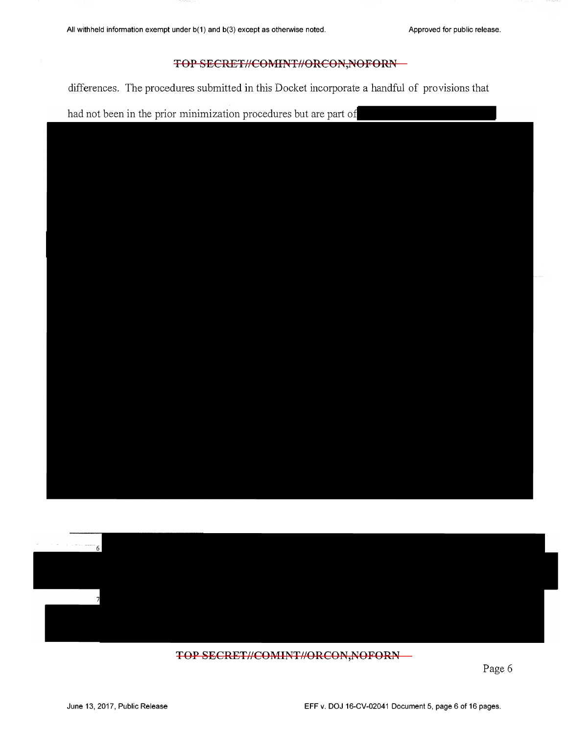differences. The procedures submitted in this Docket incorporate a handful of provisions that had not been in the prior minimization procedures but are part of

[6]

[7]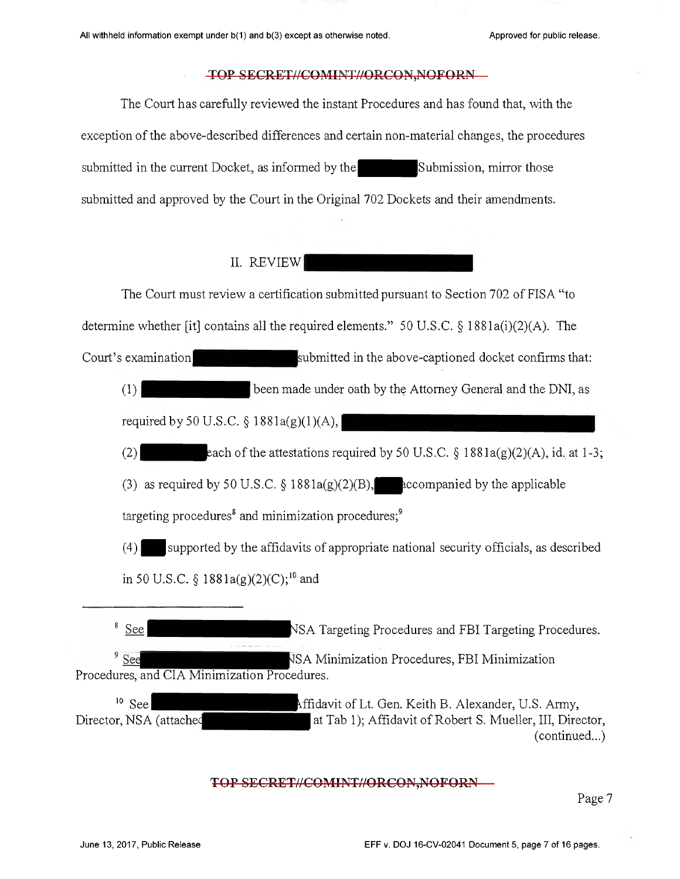The Court has carefully reviewed the instant Procedures and has found that, with the exception of the above-described differences and certain non-material changes, the procedures submitted in the current Docket, as informed by the [REDACTED] Submission, mirror those submitted and approved by the Court in the Original 702 Dockets and their amendments.

## II. REVIEW [REDACTED]

The Court must review a certification submitted pursuant to Section 702 of FISA "to determine whether [it] contains all the required elements." 50 U.S.C. § 1881a(i)(2)(A). The Court's examination [REDACTED] submitted in the above-captioned docket confirms that:

(1) [REDACTED] been made under oath by the Attorney General and the DNI, as required by 50 U.S.C. § 1881a(g)(1)(A), [REDACTED]

(2) [REDACTED] each of the attestations required by 50 U.S.C. § 1881a(g)(2)(A), id. at 1-3;

(3) as required by 50 U.S.C. § 1881a(g)(2)(B), [REDACTED] accompanied by the applicable targeting procedures[8] and minimization procedures;[9]

(4) [REDACTED] supported by the affidavits of appropriate national security officials, as described in 50 U.S.C. § 1881a(g)(2)(C);[10] and

---

[8] See [REDACTED] NSA Targeting Procedures and FBI Targeting Procedures.

[9] See [REDACTED] NSA Minimization Procedures, FBI Minimization Procedures, and CIA Minimization Procedures.

[10] See [REDACTED] Affidavit of Lt. Gen. Keith B. Alexander, U.S. Army, Director, NSA (attached [REDACTED] at Tab 1); Affidavit of Robert S. Mueller, III, Director, (continued...)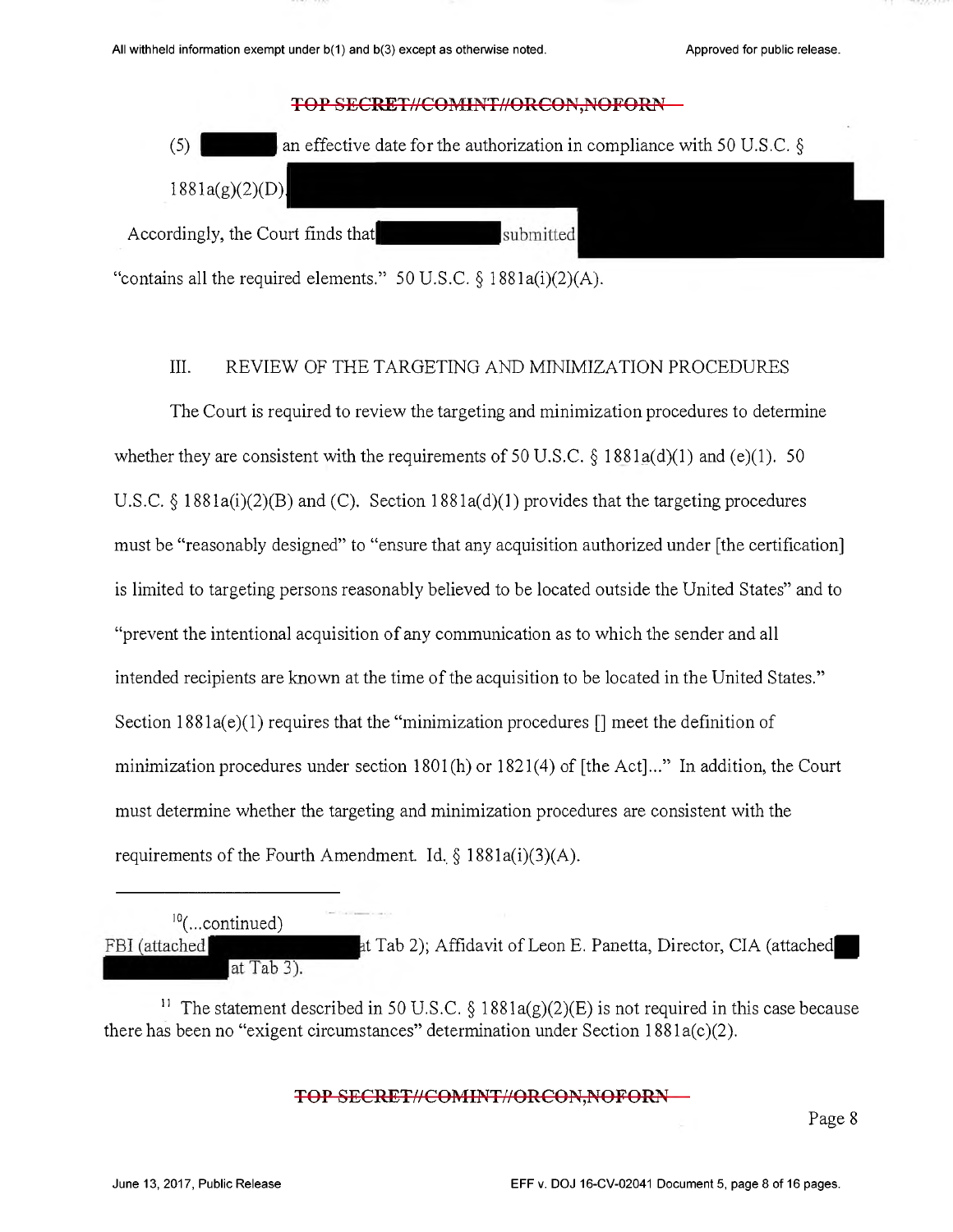(5) ▇▇▇ an effective date for the authorization in compliance with 50 U.S.C. § 1881a(g)(2)(D).▇▇▇

Accordingly, the Court finds that ▇▇▇ submitted ▇▇▇ "contains all the required elements." 50 U.S.C. § 1881a(i)(2)(A).

## III. REVIEW OF THE TARGETING AND MINIMIZATION PROCEDURES

The Court is required to review the targeting and minimization procedures to determine whether they are consistent with the requirements of 50 U.S.C. § 1881a(d)(1) and (e)(1). 50 U.S.C. § 1881a(i)(2)(B) and (C). Section 1881a(d)(1) provides that the targeting procedures must be "reasonably designed" to "ensure that any acquisition authorized under [the certification] is limited to targeting persons reasonably believed to be located outside the United States" and to "prevent the intentional acquisition of any communication as to which the sender and all intended recipients are known at the time of the acquisition to be located in the United States." Section 1881a(e)(1) requires that the "minimization procedures [] meet the definition of minimization procedures under section 1801(h) or 1821(4) of [the Act]..." In addition, the Court must determine whether the targeting and minimization procedures are consistent with the requirements of the Fourth Amendment. Id. § 1881a(i)(3)(A).

---

[10](...continued)
FBI (attached ▇▇▇ at Tab 2); Affidavit of Leon E. Panetta, Director, CIA (attached ▇▇▇ at Tab 3).

[11] The statement described in 50 U.S.C. § 1881a(g)(2)(E) is not required in this case because there has been no "exigent circumstances" determination under Section 1881a(c)(2).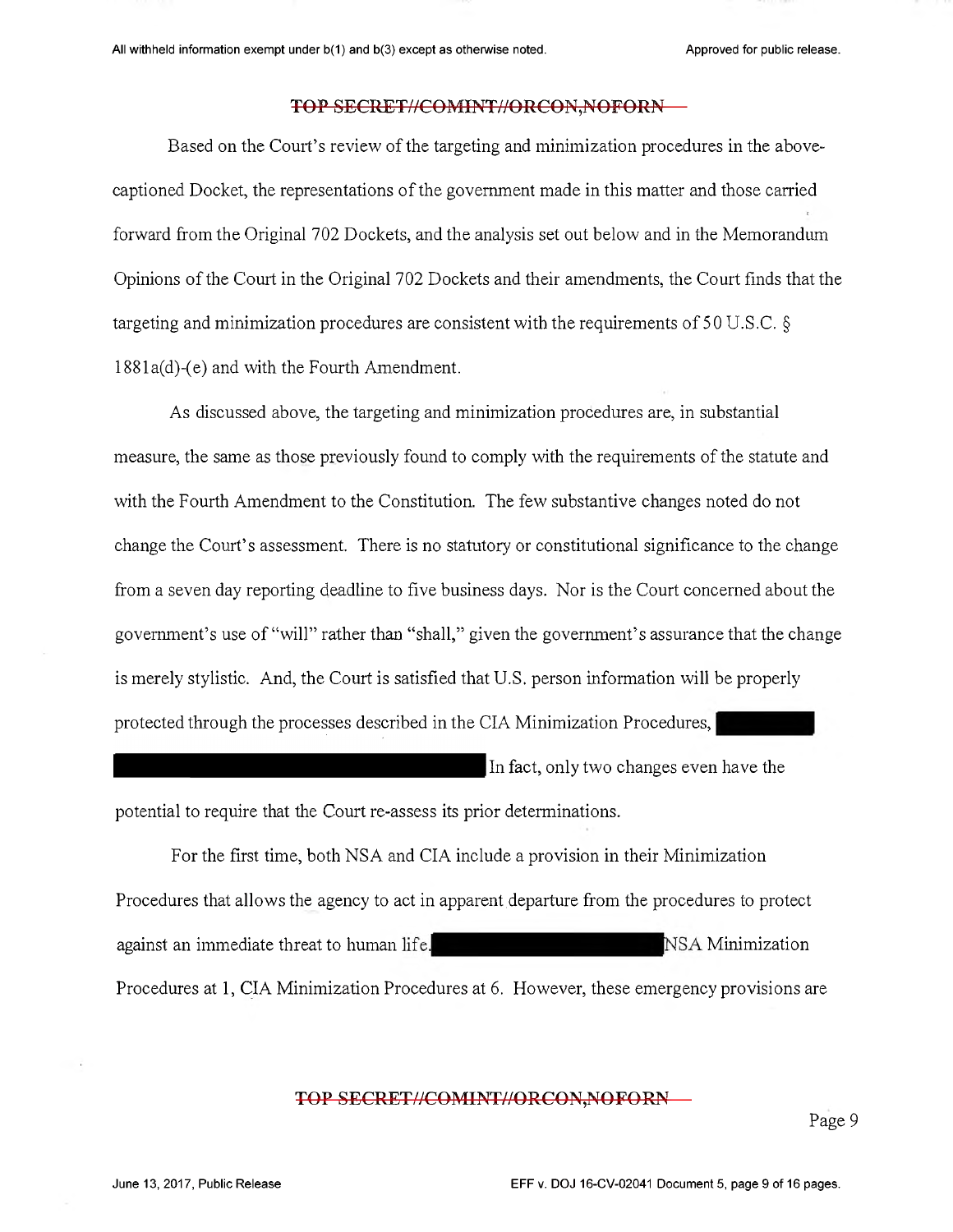Based on the Court's review of the targeting and minimization procedures in the above-captioned Docket, the representations of the government made in this matter and those carried forward from the Original 702 Dockets, and the analysis set out below and in the Memorandum Opinions of the Court in the Original 702 Dockets and their amendments, the Court finds that the targeting and minimization procedures are consistent with the requirements of 50 U.S.C. § 1881a(d)-(e) and with the Fourth Amendment.

As discussed above, the targeting and minimization procedures are, in substantial measure, the same as those previously found to comply with the requirements of the statute and with the Fourth Amendment to the Constitution. The few substantive changes noted do not change the Court's assessment. There is no statutory or constitutional significance to the change from a seven day reporting deadline to five business days. Nor is the Court concerned about the government's use of "will" rather than "shall," given the government's assurance that the change is merely stylistic. And, the Court is satisfied that U.S. person information will be properly protected through the processes described in the CIA Minimization Procedures, [REDACTED] In fact, only two changes even have the potential to require that the Court re-assess its prior determinations.

For the first time, both NSA and CIA include a provision in their Minimization Procedures that allows the agency to act in apparent departure from the procedures to protect against an immediate threat to human life. [REDACTED] NSA Minimization Procedures at 1, CIA Minimization Procedures at 6. However, these emergency provisions are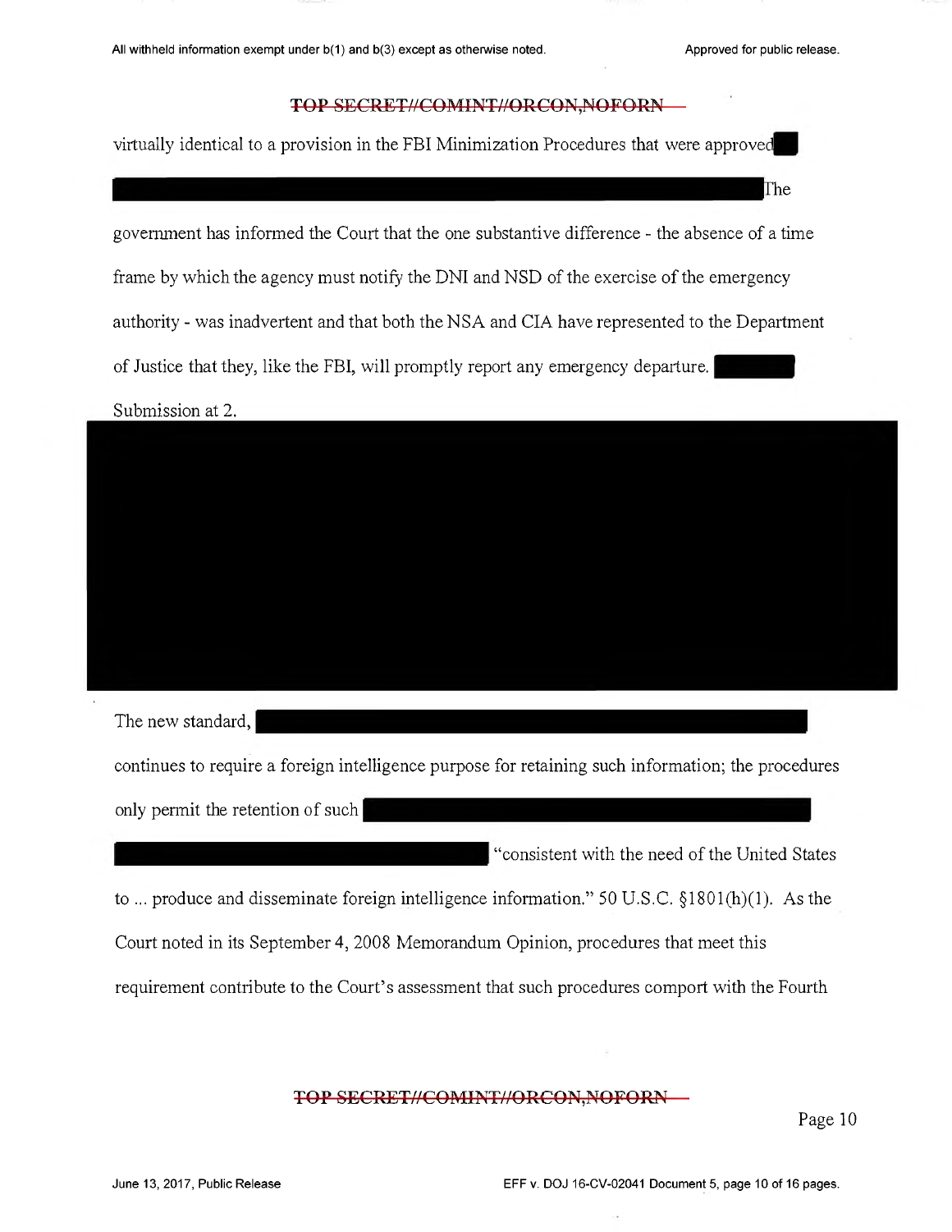virtually identical to a provision in the FBI Minimization Procedures that were approved ██

████████████████████████████████████████████████████ The

government has informed the Court that the one substantive difference - the absence of a time frame by which the agency must notify the DNI and NSD of the exercise of the emergency authority - was inadvertent and that both the NSA and CIA have represented to the Department of Justice that they, like the FBI, will promptly report any emergency departure. ██████ Submission at 2.

████████████████████████████████████████████████████

The new standard, ████████████████████████████████████ continues to require a foreign intelligence purpose for retaining such information; the procedures only permit the retention of such ████████████████████████████████████

█████████████████████ "consistent with the need of the United States to ... produce and disseminate foreign intelligence information." 50 U.S.C. §1801(h)(1). As the Court noted in its September 4, 2008 Memorandum Opinion, procedures that meet this requirement contribute to the Court's assessment that such procedures comport with the Fourth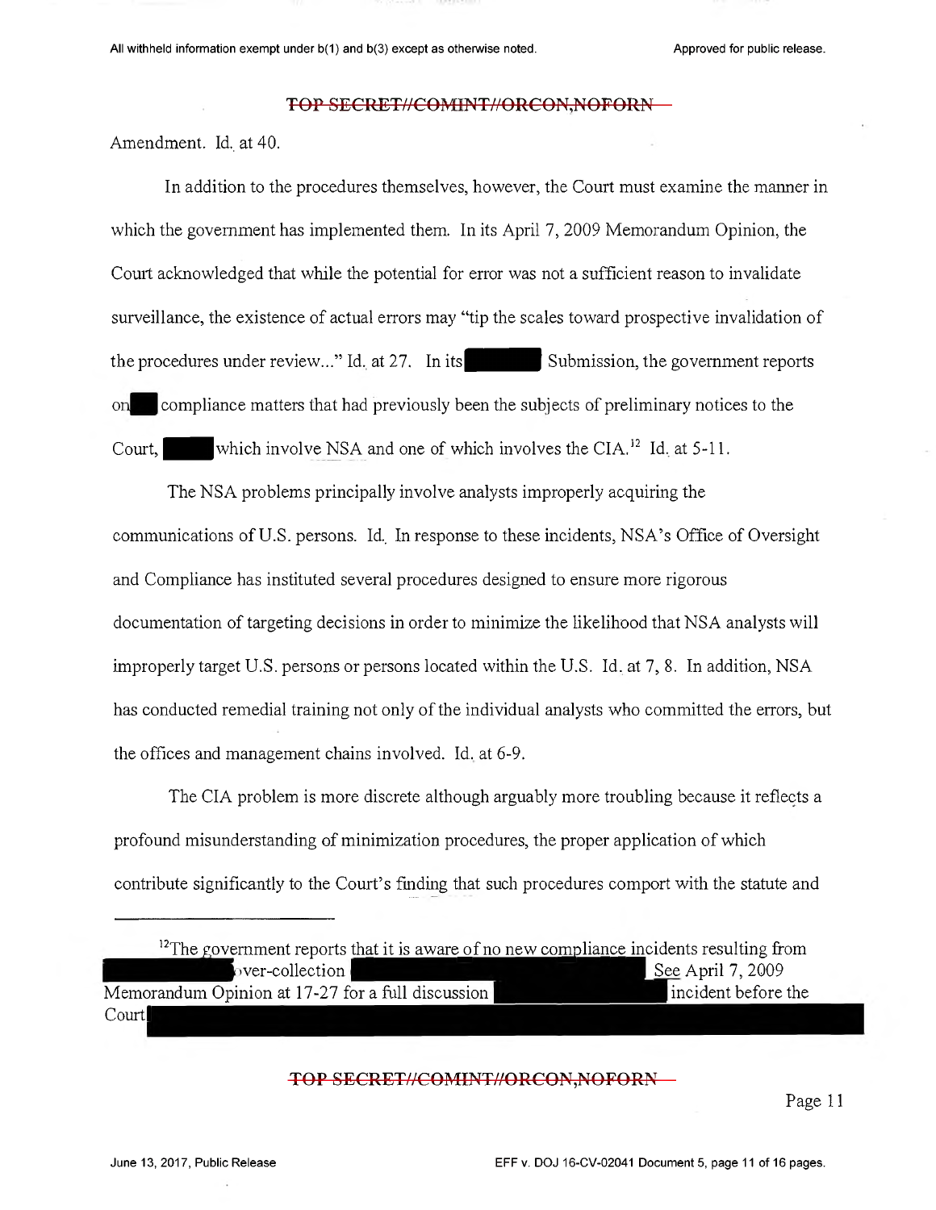Amendment. Id. at 40.

In addition to the procedures themselves, however, the Court must examine the manner in which the government has implemented them. In its April 7, 2009 Memorandum Opinion, the Court acknowledged that while the potential for error was not a sufficient reason to invalidate surveillance, the existence of actual errors may "tip the scales toward prospective invalidation of the procedures under review..." Id. at 27. In its [REDACTED] Submission, the government reports on [REDACTED] compliance matters that had previously been the subjects of preliminary notices to the Court, [REDACTED] which involve NSA and one of which involves the CIA.[12] Id. at 5-11.

The NSA problems principally involve analysts improperly acquiring the communications of U.S. persons. Id. In response to these incidents, NSA's Office of Oversight and Compliance has instituted several procedures designed to ensure more rigorous documentation of targeting decisions in order to minimize the likelihood that NSA analysts will improperly target U.S. persons or persons located within the U.S. Id. at 7, 8. In addition, NSA has conducted remedial training not only of the individual analysts who committed the errors, but the offices and management chains involved. Id. at 6-9.

The CIA problem is more discrete although arguably more troubling because it reflects a profound misunderstanding of minimization procedures, the proper application of which contribute significantly to the Court's finding that such procedures comport with the statute and

---

[12] The government reports that it is aware of no new compliance incidents resulting from [REDACTED] over-collection [REDACTED] See April 7, 2009 Memorandum Opinion at 17-27 for a full discussion [REDACTED] incident before the Court [REDACTED]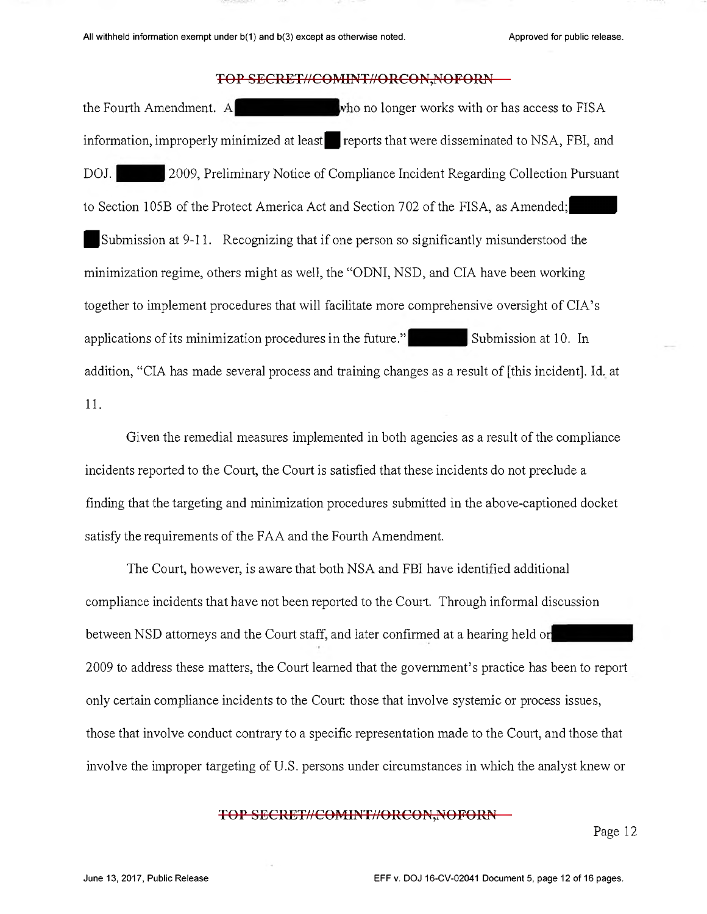the Fourth Amendment. A ██████████ who no longer works with or has access to FISA information, improperly minimized at least ██ reports that were disseminated to NSA, FBI, and DOJ. ██████ 2009, Preliminary Notice of Compliance Incident Regarding Collection Pursuant to Section 105B of the Protect America Act and Section 702 of the FISA, as Amended; ██████ ██ Submission at 9-11. Recognizing that if one person so significantly misunderstood the minimization regime, others might as well, the "ODNI, NSD, and CIA have been working together to implement procedures that will facilitate more comprehensive oversight of CIA's applications of its minimization procedures in the future." ██████ Submission at 10. In addition, "CIA has made several process and training changes as a result of [this incident]. Id. at 11.

Given the remedial measures implemented in both agencies as a result of the compliance incidents reported to the Court, the Court is satisfied that these incidents do not preclude a finding that the targeting and minimization procedures submitted in the above-captioned docket satisfy the requirements of the FAA and the Fourth Amendment.

The Court, however, is aware that both NSA and FBI have identified additional compliance incidents that have not been reported to the Court. Through informal discussion between NSD attorneys and the Court staff, and later confirmed at a hearing held on ██████████ 2009 to address these matters, the Court learned that the government's practice has been to report only certain compliance incidents to the Court: those that involve systemic or process issues, those that involve conduct contrary to a specific representation made to the Court, and those that involve the improper targeting of U.S. persons under circumstances in which the analyst knew or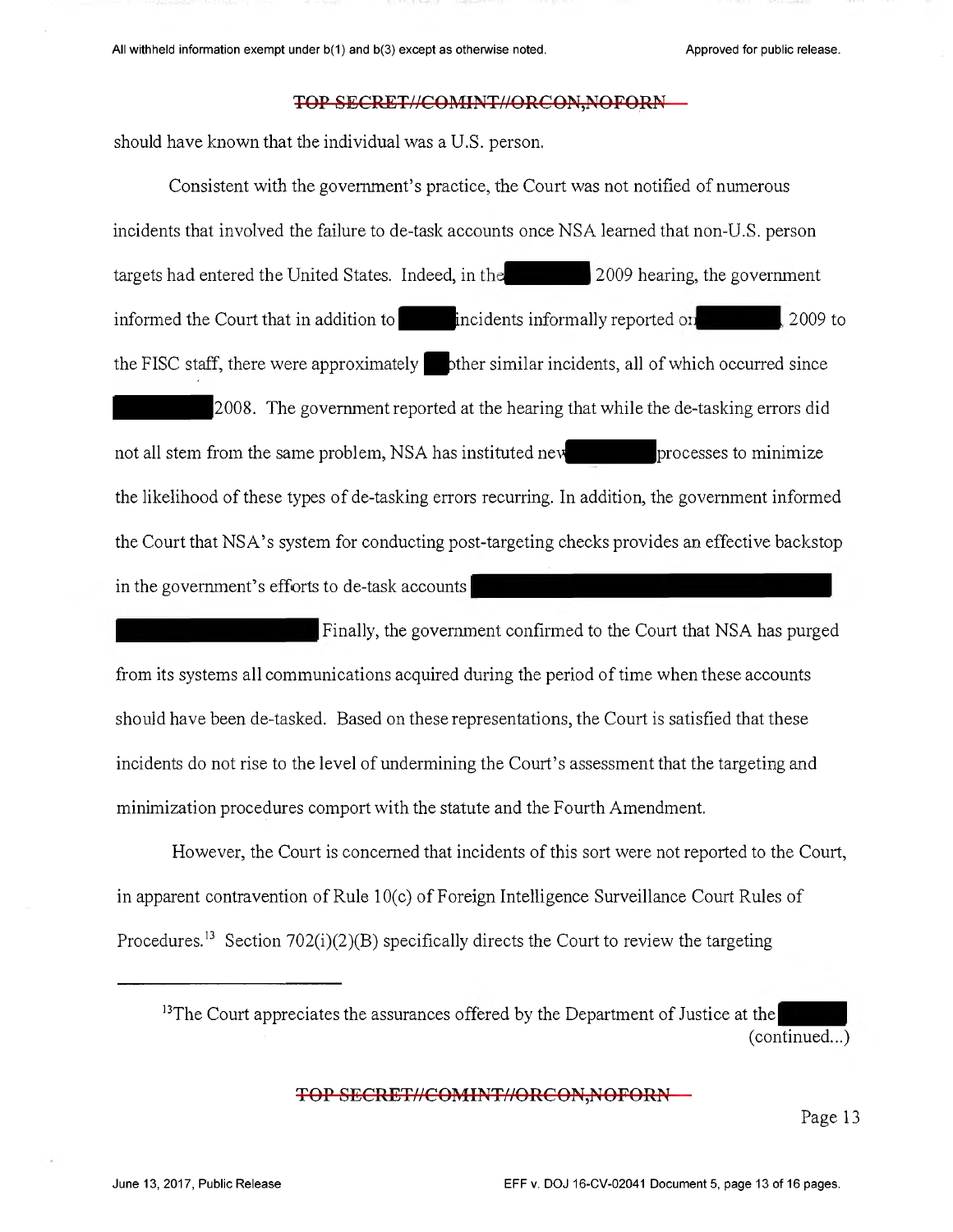should have known that the individual was a U.S. person.

Consistent with the government's practice, the Court was not notified of numerous incidents that involved the failure to de-task accounts once NSA learned that non-U.S. person targets had entered the United States. Indeed, in the 2009 hearing, the government informed the Court that in addition to incidents informally reported on , 2009 to the FISC staff, there were approximately other similar incidents, all of which occurred since 2008. The government reported at the hearing that while the de-tasking errors did not all stem from the same problem, NSA has instituted new processes to minimize the likelihood of these types of de-tasking errors recurring. In addition, the government informed the Court that NSA's system for conducting post-targeting checks provides an effective backstop in the government's efforts to de-task accounts Finally, the government confirmed to the Court that NSA has purged from its systems all communications acquired during the period of time when these accounts should have been de-tasked. Based on these representations, the Court is satisfied that these incidents do not rise to the level of undermining the Court's assessment that the targeting and minimization procedures comport with the statute and the Fourth Amendment.

However, the Court is concerned that incidents of this sort were not reported to the Court, in apparent contravention of Rule 10(c) of Foreign Intelligence Surveillance Court Rules of Procedures.[13] Section 702(i)(2)(B) specifically directs the Court to review the targeting

---

[13] The Court appreciates the assurances offered by the Department of Justice at the (continued...)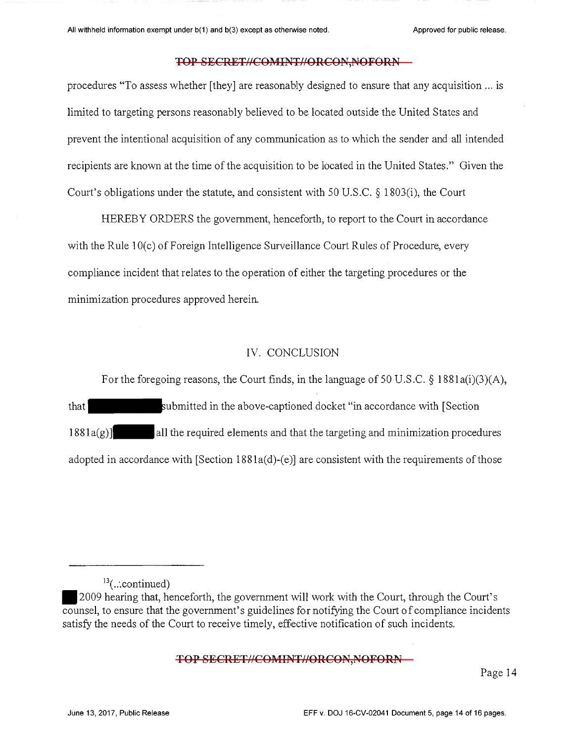procedures "To assess whether [they] are reasonably designed to ensure that any acquisition ... is limited to targeting persons reasonably believed to be located outside the United States and prevent the intentional acquisition of any communication as to which the sender and all intended recipients are known at the time of the acquisition to be located in the United States." Given the Court's obligations under the statute, and consistent with 50 U.S.C. § 1803(i), the Court

HEREBY ORDERS the government, henceforth, to report to the Court in accordance with the Rule 10(c) of Foreign Intelligence Surveillance Court Rules of Procedure, every compliance incident that relates to the operation of either the targeting procedures or the minimization procedures approved herein.

## IV. CONCLUSION

For the foregoing reasons, the Court finds, in the language of 50 U.S.C. § 1881a(i)(3)(A), that ██████ submitted in the above-captioned docket "in accordance with [Section 1881a(g)] ██████ all the required elements and that the targeting and minimization procedures adopted in accordance with [Section 1881a(d)-(e)] are consistent with the requirements of those

---

[13](...continued)

█ 2009 hearing that, henceforth, the government will work with the Court, through the Court's counsel, to ensure that the government's guidelines for notifying the Court of compliance incidents satisfy the needs of the Court to receive timely, effective notification of such incidents.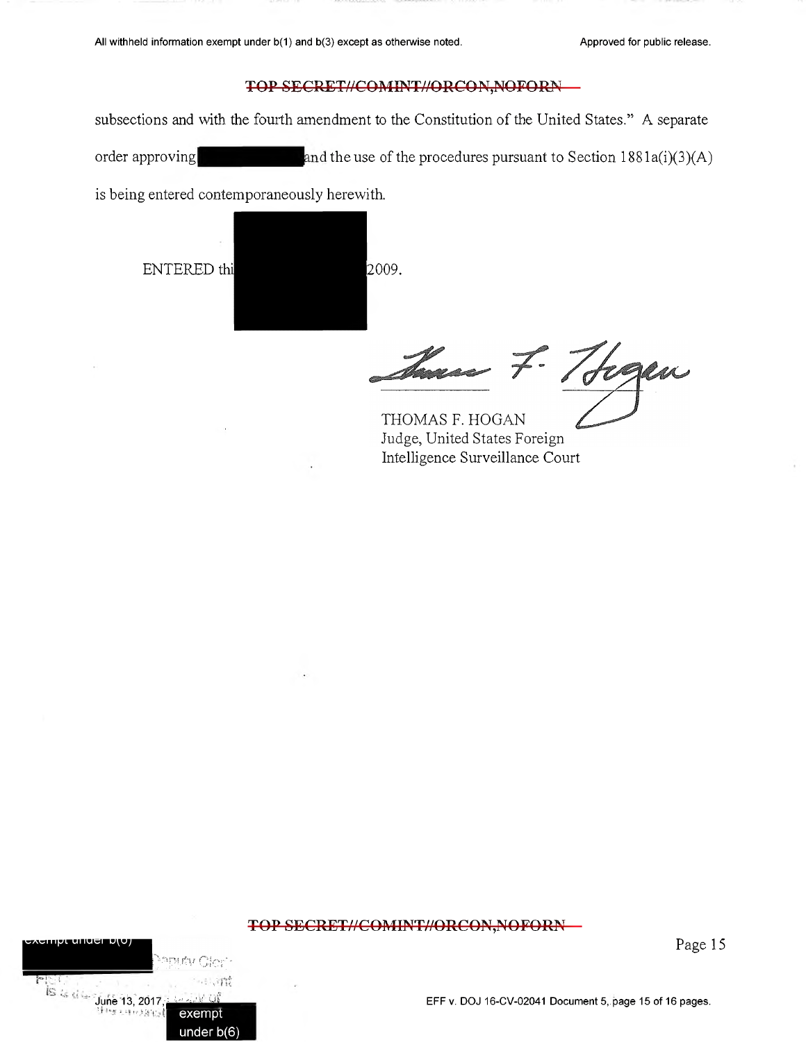subsections and with the fourth amendment to the Constitution of the United States." A separate order approving [REDACTED] and the use of the procedures pursuant to Section 1881a(i)(3)(A) is being entered contemporaneously herewith.

ENTERED thi[REDACTED] 2009.

THOMAS F. HOGAN
Judge, United States Foreign
Intelligence Surveillance Court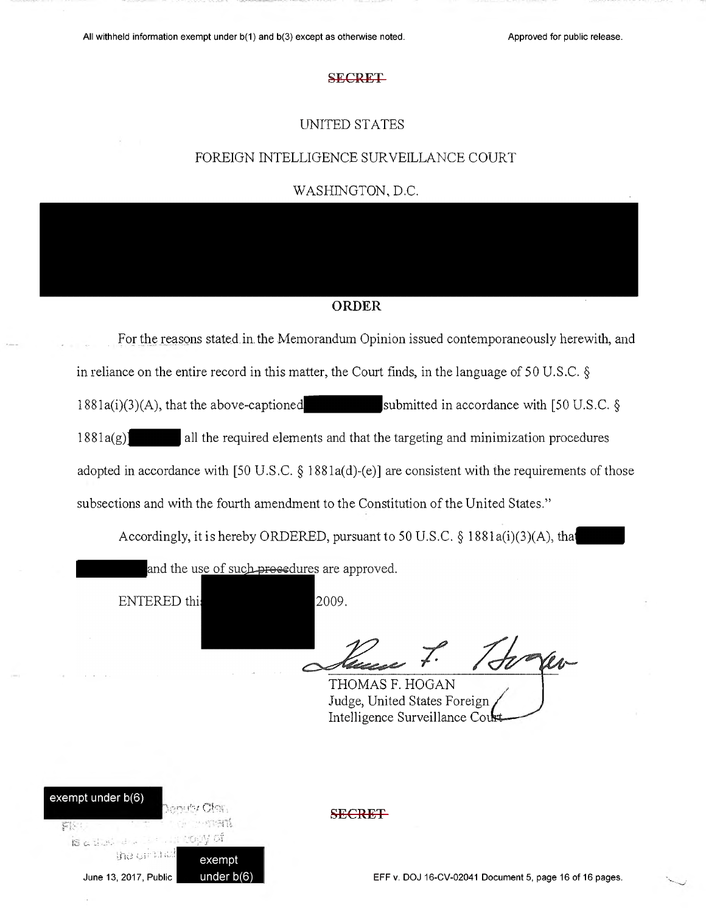All withheld information exempt under b(1) and b(3) except as otherwise noted.

Approved for public release.

SECRET

UNITED STATES

FOREIGN INTELLIGENCE SURVEILLANCE COURT

WASHINGTON, D.C.

## ORDER

For the reasons stated in the Memorandum Opinion issued contemporaneously herewith, and in reliance on the entire record in this matter, the Court finds, in the language of 50 U.S.C. § 1881a(i)(3)(A), that the above-captioned submitted in accordance with [50 U.S.C. § 1881a(g)] all the required elements and that the targeting and minimization procedures adopted in accordance with [50 U.S.C. § 1881a(d)-(e)] are consistent with the requirements of those subsections and with the fourth amendment to the Constitution of the United States."

Accordingly, it is hereby ORDERED, pursuant to 50 U.S.C. § 1881a(i)(3)(A), that and the use of such procedures are approved.

ENTERED thi 2009.

THOMAS F. HOGAN
Judge, United States Foreign Intelligence Surveillance Court

exempt under b(6)

exempt under b(6)

SECRET

June 13, 2017, Public

EFF v. DOJ 16-CV-02041 Document 5